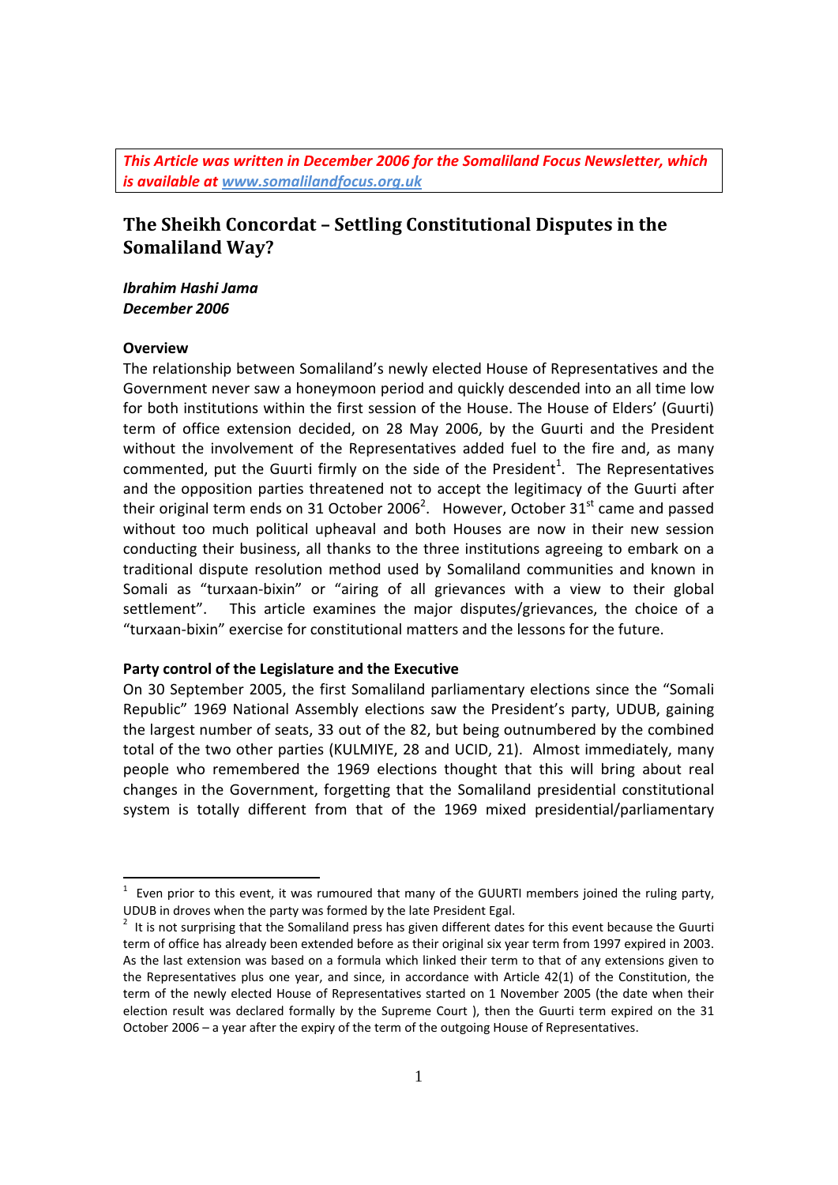***This Article was written in December 2006 for the Somaliland Focus Newsletter, which is available at [www.somalilandfocus.org.uk](http://www.somalilandfocus.org.uk)***

# The Sheikh Concordat – Settling Constitutional Disputes in the Somaliland Way?

***Ibrahim Hashi Jama***
***December 2006***

**Overview**

The relationship between Somaliland's newly elected House of Representatives and the Government never saw a honeymoon period and quickly descended into an all time low for both institutions within the first session of the House. The House of Elders' (Guurti) term of office extension decided, on 28 May 2006, by the Guurti and the President without the involvement of the Representatives added fuel to the fire and, as many commented, put the Guurti firmly on the side of the President[1]. The Representatives and the opposition parties threatened not to accept the legitimacy of the Guurti after their original term ends on 31 October 2006[2]. However, October 31st came and passed without too much political upheaval and both Houses are now in their new session conducting their business, all thanks to the three institutions agreeing to embark on a traditional dispute resolution method used by Somaliland communities and known in Somali as "turxaan-bixin" or "airing of all grievances with a view to their global settlement". This article examines the major disputes/grievances, the choice of a "turxaan-bixin" exercise for constitutional matters and the lessons for the future.

**Party control of the Legislature and the Executive**

On 30 September 2005, the first Somaliland parliamentary elections since the "Somali Republic" 1969 National Assembly elections saw the President's party, UDUB, gaining the largest number of seats, 33 out of the 82, but being outnumbered by the combined total of the two other parties (KULMIYE, 28 and UCID, 21). Almost immediately, many people who remembered the 1969 elections thought that this will bring about real changes in the Government, forgetting that the Somaliland presidential constitutional system is totally different from that of the 1969 mixed presidential/parliamentary

---

[1] Even prior to this event, it was rumoured that many of the GUURTI members joined the ruling party, UDUB in droves when the party was formed by the late President Egal.

[2] It is not surprising that the Somaliland press has given different dates for this event because the Guurti term of office has already been extended before as their original six year term from 1997 expired in 2003. As the last extension was based on a formula which linked their term to that of any extensions given to the Representatives plus one year, and since, in accordance with Article 42(1) of the Constitution, the term of the newly elected House of Representatives started on 1 November 2005 (the date when their election result was declared formally by the Supreme Court ), then the Guurti term expired on the 31 October 2006 – a year after the expiry of the term of the outgoing House of Representatives.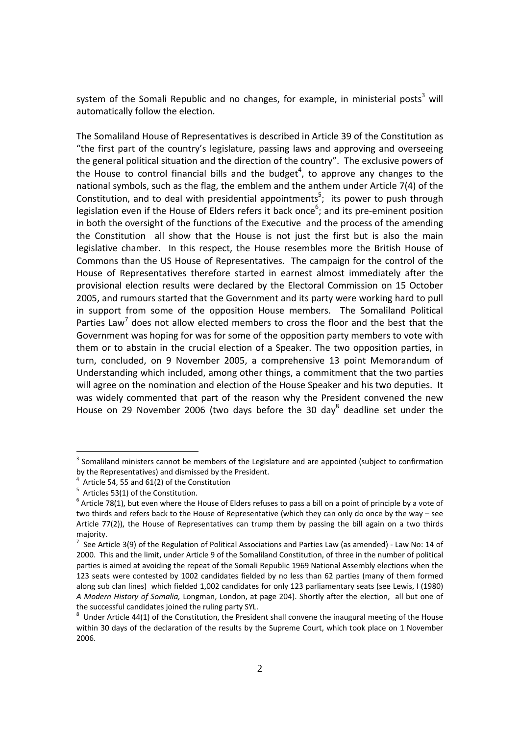system of the Somali Republic and no changes, for example, in ministerial posts[3] will automatically follow the election.

The Somaliland House of Representatives is described in Article 39 of the Constitution as "the first part of the country's legislature, passing laws and approving and overseeing the general political situation and the direction of the country". The exclusive powers of the House to control financial bills and the budget[4], to approve any changes to the national symbols, such as the flag, the emblem and the anthem under Article 7(4) of the Constitution, and to deal with presidential appointments[5]; its power to push through legislation even if the House of Elders refers it back once[6]; and its pre-eminent position in both the oversight of the functions of the Executive and the process of the amending the Constitution all show that the House is not just the first but is also the main legislative chamber. In this respect, the House resembles more the British House of Commons than the US House of Representatives. The campaign for the control of the House of Representatives therefore started in earnest almost immediately after the provisional election results were declared by the Electoral Commission on 15 October 2005, and rumours started that the Government and its party were working hard to pull in support from some of the opposition House members. The Somaliland Political Parties Law[7] does not allow elected members to cross the floor and the best that the Government was hoping for was for some of the opposition party members to vote with them or to abstain in the crucial election of a Speaker. The two opposition parties, in turn, concluded, on 9 November 2005, a comprehensive 13 point Memorandum of Understanding which included, among other things, a commitment that the two parties will agree on the nomination and election of the House Speaker and his two deputies. It was widely commented that part of the reason why the President convened the new House on 29 November 2006 (two days before the 30 day[8] deadline set under the

---

[3] Somaliland ministers cannot be members of the Legislature and are appointed (subject to confirmation by the Representatives) and dismissed by the President.

[4] Article 54, 55 and 61(2) of the Constitution

[5] Articles 53(1) of the Constitution.

[6] Article 78(1), but even where the House of Elders refuses to pass a bill on a point of principle by a vote of two thirds and refers back to the House of Representative (which they can only do once by the way – see Article 77(2)), the House of Representatives can trump them by passing the bill again on a two thirds majority.

[7] See Article 3(9) of the Regulation of Political Associations and Parties Law (as amended) - Law No: 14 of 2000. This and the limit, under Article 9 of the Somaliland Constitution, of three in the number of political parties is aimed at avoiding the repeat of the Somali Republic 1969 National Assembly elections when the 123 seats were contested by 1002 candidates fielded by no less than 62 parties (many of them formed along sub clan lines) which fielded 1,002 candidates for only 123 parliamentary seats (see Lewis, I (1980) *A Modern History of Somalia,* Longman, London, at page 204). Shortly after the election, all but one of the successful candidates joined the ruling party SYL.

[8] Under Article 44(1) of the Constitution, the President shall convene the inaugural meeting of the House within 30 days of the declaration of the results by the Supreme Court, which took place on 1 November 2006.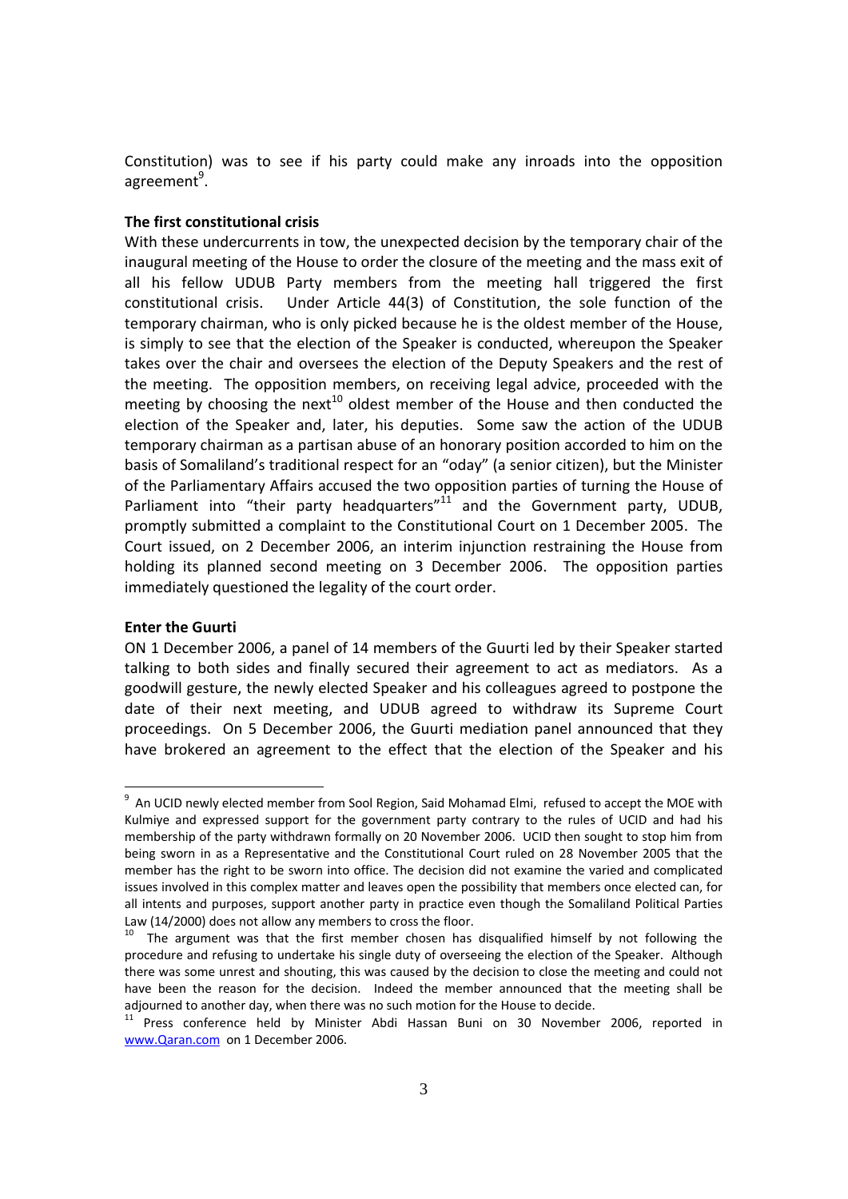Constitution) was to see if his party could make any inroads into the opposition agreement[9].

**The first constitutional crisis**

With these undercurrents in tow, the unexpected decision by the temporary chair of the inaugural meeting of the House to order the closure of the meeting and the mass exit of all his fellow UDUB Party members from the meeting hall triggered the first constitutional crisis. Under Article 44(3) of Constitution, the sole function of the temporary chairman, who is only picked because he is the oldest member of the House, is simply to see that the election of the Speaker is conducted, whereupon the Speaker takes over the chair and oversees the election of the Deputy Speakers and the rest of the meeting. The opposition members, on receiving legal advice, proceeded with the meeting by choosing the next[10] oldest member of the House and then conducted the election of the Speaker and, later, his deputies. Some saw the action of the UDUB temporary chairman as a partisan abuse of an honorary position accorded to him on the basis of Somaliland's traditional respect for an "oday" (a senior citizen), but the Minister of the Parliamentary Affairs accused the two opposition parties of turning the House of Parliament into "their party headquarters"[11] and the Government party, UDUB, promptly submitted a complaint to the Constitutional Court on 1 December 2005. The Court issued, on 2 December 2006, an interim injunction restraining the House from holding its planned second meeting on 3 December 2006. The opposition parties immediately questioned the legality of the court order.

**Enter the Guurti**

ON 1 December 2006, a panel of 14 members of the Guurti led by their Speaker started talking to both sides and finally secured their agreement to act as mediators. As a goodwill gesture, the newly elected Speaker and his colleagues agreed to postpone the date of their next meeting, and UDUB agreed to withdraw its Supreme Court proceedings. On 5 December 2006, the Guurti mediation panel announced that they have brokered an agreement to the effect that the election of the Speaker and his

---

[9] An UCID newly elected member from Sool Region, Said Mohamad Elmi, refused to accept the MOE with Kulmiye and expressed support for the government party contrary to the rules of UCID and had his membership of the party withdrawn formally on 20 November 2006. UCID then sought to stop him from being sworn in as a Representative and the Constitutional Court ruled on 28 November 2005 that the member has the right to be sworn into office. The decision did not examine the varied and complicated issues involved in this complex matter and leaves open the possibility that members once elected can, for all intents and purposes, support another party in practice even though the Somaliland Political Parties Law (14/2000) does not allow any members to cross the floor.

[10] The argument was that the first member chosen has disqualified himself by not following the procedure and refusing to undertake his single duty of overseeing the election of the Speaker. Although there was some unrest and shouting, this was caused by the decision to close the meeting and could not have been the reason for the decision. Indeed the member announced that the meeting shall be adjourned to another day, when there was no such motion for the House to decide.

[11] Press conference held by Minister Abdi Hassan Buni on 30 November 2006, reported in www.Qaran.com on 1 December 2006.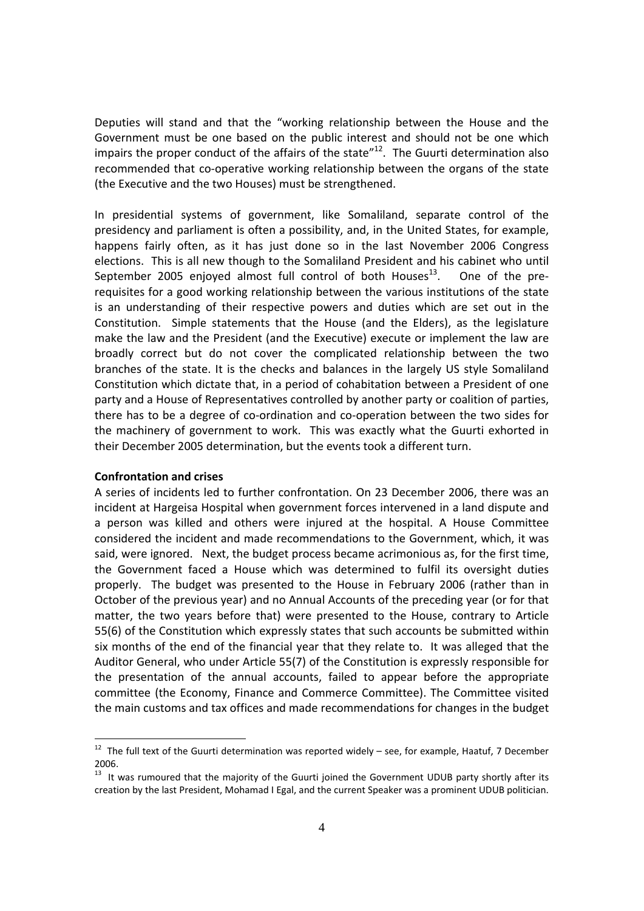Deputies will stand and that the "working relationship between the House and the Government must be one based on the public interest and should not be one which impairs the proper conduct of the affairs of the state"[12]. The Guurti determination also recommended that co-operative working relationship between the organs of the state (the Executive and the two Houses) must be strengthened.

In presidential systems of government, like Somaliland, separate control of the presidency and parliament is often a possibility, and, in the United States, for example, happens fairly often, as it has just done so in the last November 2006 Congress elections. This is all new though to the Somaliland President and his cabinet who until September 2005 enjoyed almost full control of both Houses[13]. One of the pre-requisites for a good working relationship between the various institutions of the state is an understanding of their respective powers and duties which are set out in the Constitution. Simple statements that the House (and the Elders), as the legislature make the law and the President (and the Executive) execute or implement the law are broadly correct but do not cover the complicated relationship between the two branches of the state. It is the checks and balances in the largely US style Somaliland Constitution which dictate that, in a period of cohabitation between a President of one party and a House of Representatives controlled by another party or coalition of parties, there has to be a degree of co-ordination and co-operation between the two sides for the machinery of government to work. This was exactly what the Guurti exhorted in their December 2005 determination, but the events took a different turn.

**Confrontation and crises**

A series of incidents led to further confrontation. On 23 December 2006, there was an incident at Hargeisa Hospital when government forces intervened in a land dispute and a person was killed and others were injured at the hospital. A House Committee considered the incident and made recommendations to the Government, which, it was said, were ignored. Next, the budget process became acrimonious as, for the first time, the Government faced a House which was determined to fulfil its oversight duties properly. The budget was presented to the House in February 2006 (rather than in October of the previous year) and no Annual Accounts of the preceding year (or for that matter, the two years before that) were presented to the House, contrary to Article 55(6) of the Constitution which expressly states that such accounts be submitted within six months of the end of the financial year that they relate to. It was alleged that the Auditor General, who under Article 55(7) of the Constitution is expressly responsible for the presentation of the annual accounts, failed to appear before the appropriate committee (the Economy, Finance and Commerce Committee). The Committee visited the main customs and tax offices and made recommendations for changes in the budget

---

[12] The full text of the Guurti determination was reported widely – see, for example, Haatuf, 7 December 2006.

[13] It was rumoured that the majority of the Guurti joined the Government UDUB party shortly after its creation by the last President, Mohamad I Egal, and the current Speaker was a prominent UDUB politician.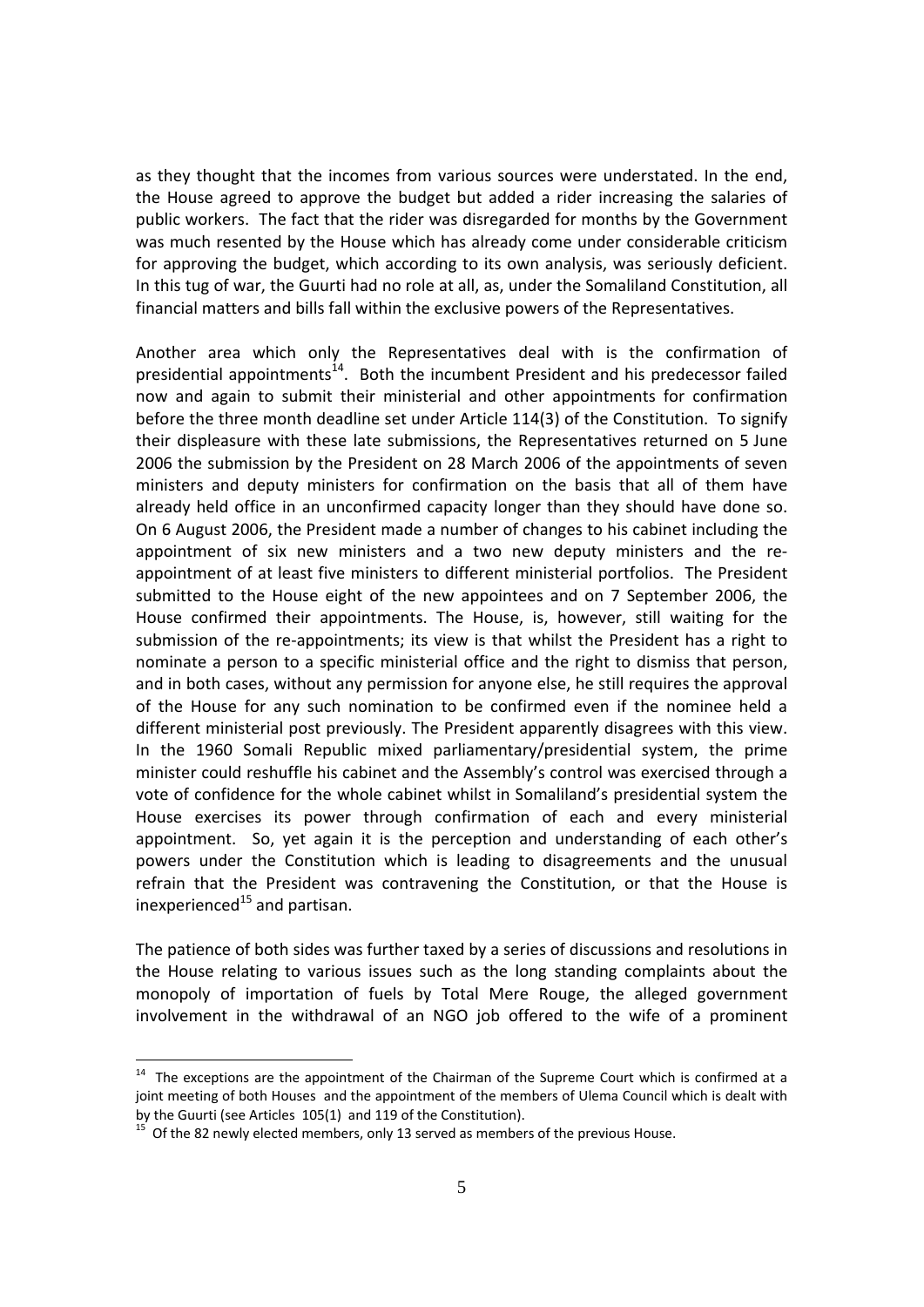as they thought that the incomes from various sources were understated. In the end, the House agreed to approve the budget but added a rider increasing the salaries of public workers. The fact that the rider was disregarded for months by the Government was much resented by the House which has already come under considerable criticism for approving the budget, which according to its own analysis, was seriously deficient. In this tug of war, the Guurti had no role at all, as, under the Somaliland Constitution, all financial matters and bills fall within the exclusive powers of the Representatives.

Another area which only the Representatives deal with is the confirmation of presidential appointments[14]. Both the incumbent President and his predecessor failed now and again to submit their ministerial and other appointments for confirmation before the three month deadline set under Article 114(3) of the Constitution. To signify their displeasure with these late submissions, the Representatives returned on 5 June 2006 the submission by the President on 28 March 2006 of the appointments of seven ministers and deputy ministers for confirmation on the basis that all of them have already held office in an unconfirmed capacity longer than they should have done so. On 6 August 2006, the President made a number of changes to his cabinet including the appointment of six new ministers and a two new deputy ministers and the re-appointment of at least five ministers to different ministerial portfolios. The President submitted to the House eight of the new appointees and on 7 September 2006, the House confirmed their appointments. The House, is, however, still waiting for the submission of the re-appointments; its view is that whilst the President has a right to nominate a person to a specific ministerial office and the right to dismiss that person, and in both cases, without any permission for anyone else, he still requires the approval of the House for any such nomination to be confirmed even if the nominee held a different ministerial post previously. The President apparently disagrees with this view. In the 1960 Somali Republic mixed parliamentary/presidential system, the prime minister could reshuffle his cabinet and the Assembly's control was exercised through a vote of confidence for the whole cabinet whilst in Somaliland's presidential system the House exercises its power through confirmation of each and every ministerial appointment. So, yet again it is the perception and understanding of each other's powers under the Constitution which is leading to disagreements and the unusual refrain that the President was contravening the Constitution, or that the House is inexperienced[15] and partisan.

The patience of both sides was further taxed by a series of discussions and resolutions in the House relating to various issues such as the long standing complaints about the monopoly of importation of fuels by Total Mere Rouge, the alleged government involvement in the withdrawal of an NGO job offered to the wife of a prominent

---

[14] The exceptions are the appointment of the Chairman of the Supreme Court which is confirmed at a joint meeting of both Houses and the appointment of the members of Ulema Council which is dealt with by the Guurti (see Articles 105(1) and 119 of the Constitution).

[15] Of the 82 newly elected members, only 13 served as members of the previous House.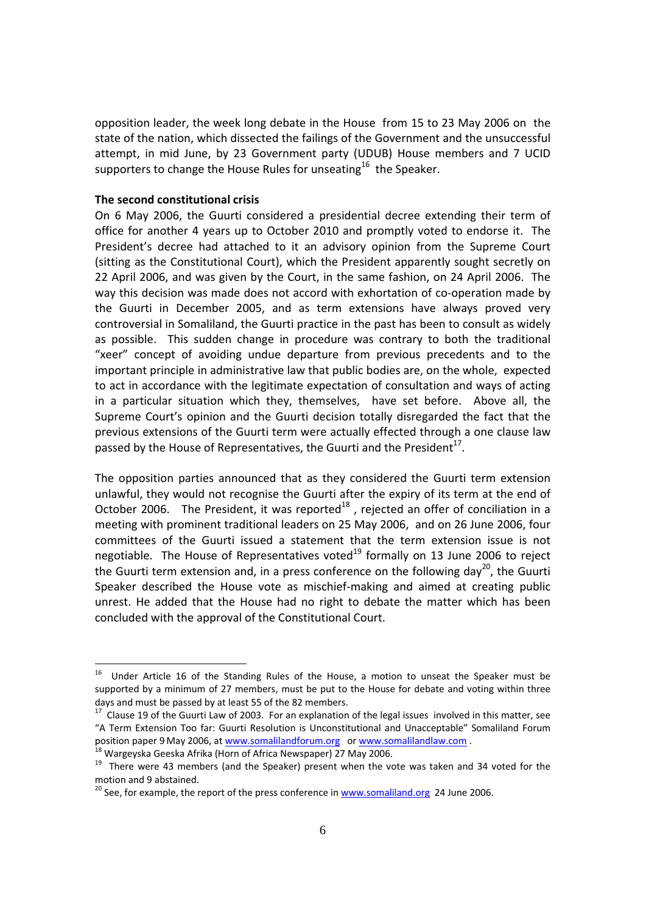opposition leader, the week long debate in the House from 15 to 23 May 2006 on the state of the nation, which dissected the failings of the Government and the unsuccessful attempt, in mid June, by 23 Government party (UDUB) House members and 7 UCID supporters to change the House Rules for unseating[16] the Speaker.

**The second constitutional crisis**

On 6 May 2006, the Guurti considered a presidential decree extending their term of office for another 4 years up to October 2010 and promptly voted to endorse it. The President's decree had attached to it an advisory opinion from the Supreme Court (sitting as the Constitutional Court), which the President apparently sought secretly on 22 April 2006, and was given by the Court, in the same fashion, on 24 April 2006. The way this decision was made does not accord with exhortation of co-operation made by the Guurti in December 2005, and as term extensions have always proved very controversial in Somaliland, the Guurti practice in the past has been to consult as widely as possible. This sudden change in procedure was contrary to both the traditional "xeer" concept of avoiding undue departure from previous precedents and to the important principle in administrative law that public bodies are, on the whole, expected to act in accordance with the legitimate expectation of consultation and ways of acting in a particular situation which they, themselves, have set before. Above all, the Supreme Court's opinion and the Guurti decision totally disregarded the fact that the previous extensions of the Guurti term were actually effected through a one clause law passed by the House of Representatives, the Guurti and the President[17].

The opposition parties announced that as they considered the Guurti term extension unlawful, they would not recognise the Guurti after the expiry of its term at the end of October 2006. The President, it was reported[18], rejected an offer of conciliation in a meeting with prominent traditional leaders on 25 May 2006, and on 26 June 2006, four committees of the Guurti issued a statement that the term extension issue is not negotiable. The House of Representatives voted[19] formally on 13 June 2006 to reject the Guurti term extension and, in a press conference on the following day[20], the Guurti Speaker described the House vote as mischief-making and aimed at creating public unrest. He added that the House had no right to debate the matter which has been concluded with the approval of the Constitutional Court.

---

[16] Under Article 16 of the Standing Rules of the House, a motion to unseat the Speaker must be supported by a minimum of 27 members, must be put to the House for debate and voting within three days and must be passed by at least 55 of the 82 members.

[17] Clause 19 of the Guurti Law of 2003. For an explanation of the legal issues involved in this matter, see "A Term Extension Too far: Guurti Resolution is Unconstitutional and Unacceptable" Somaliland Forum position paper 9 May 2006, at www.somalilandforum.org or www.somalilandlaw.com .

[18] Wargeyska Geeska Afrika (Horn of Africa Newspaper) 27 May 2006.

[19] There were 43 members (and the Speaker) present when the vote was taken and 34 voted for the motion and 9 abstained.

[20] See, for example, the report of the press conference in www.somaliland.org 24 June 2006.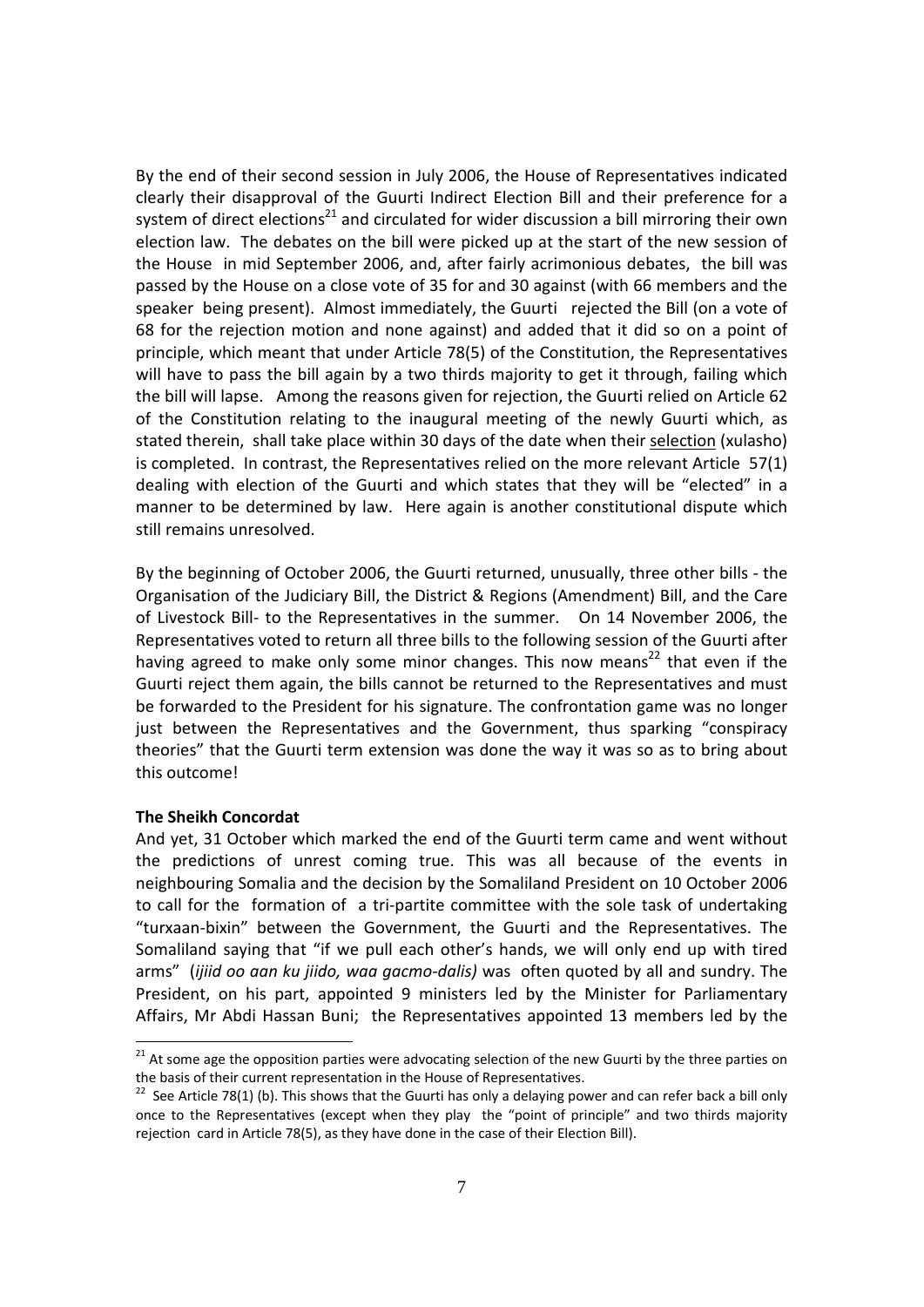By the end of their second session in July 2006, the House of Representatives indicated clearly their disapproval of the Guurti Indirect Election Bill and their preference for a system of direct elections[21] and circulated for wider discussion a bill mirroring their own election law. The debates on the bill were picked up at the start of the new session of the House in mid September 2006, and, after fairly acrimonious debates, the bill was passed by the House on a close vote of 35 for and 30 against (with 66 members and the speaker being present). Almost immediately, the Guurti rejected the Bill (on a vote of 68 for the rejection motion and none against) and added that it did so on a point of principle, which meant that under Article 78(5) of the Constitution, the Representatives will have to pass the bill again by a two thirds majority to get it through, failing which the bill will lapse. Among the reasons given for rejection, the Guurti relied on Article 62 of the Constitution relating to the inaugural meeting of the newly Guurti which, as stated therein, shall take place within 30 days of the date when their <u>selection</u> (xulasho) is completed. In contrast, the Representatives relied on the more relevant Article 57(1) dealing with election of the Guurti and which states that they will be "elected" in a manner to be determined by law. Here again is another constitutional dispute which still remains unresolved.

By the beginning of October 2006, the Guurti returned, unusually, three other bills - the Organisation of the Judiciary Bill, the District & Regions (Amendment) Bill, and the Care of Livestock Bill- to the Representatives in the summer. On 14 November 2006, the Representatives voted to return all three bills to the following session of the Guurti after having agreed to make only some minor changes. This now means[22] that even if the Guurti reject them again, the bills cannot be returned to the Representatives and must be forwarded to the President for his signature. The confrontation game was no longer just between the Representatives and the Government, thus sparking "conspiracy theories" that the Guurti term extension was done the way it was so as to bring about this outcome!

**The Sheikh Concordat**

And yet, 31 October which marked the end of the Guurti term came and went without the predictions of unrest coming true. This was all because of the events in neighbouring Somalia and the decision by the Somaliland President on 10 October 2006 to call for the formation of a tri-partite committee with the sole task of undertaking "turxaan-bixin" between the Government, the Guurti and the Representatives. The Somaliland saying that "if we pull each other's hands, we will only end up with tired arms" (*ijiid oo aan ku jiido, waa gacmo-dalis)* was often quoted by all and sundry. The President, on his part, appointed 9 ministers led by the Minister for Parliamentary Affairs, Mr Abdi Hassan Buni; the Representatives appointed 13 members led by the

---

[21] At some age the opposition parties were advocating selection of the new Guurti by the three parties on the basis of their current representation in the House of Representatives.

[22] See Article 78(1) (b). This shows that the Guurti has only a delaying power and can refer back a bill only once to the Representatives (except when they play the "point of principle" and two thirds majority rejection card in Article 78(5), as they have done in the case of their Election Bill).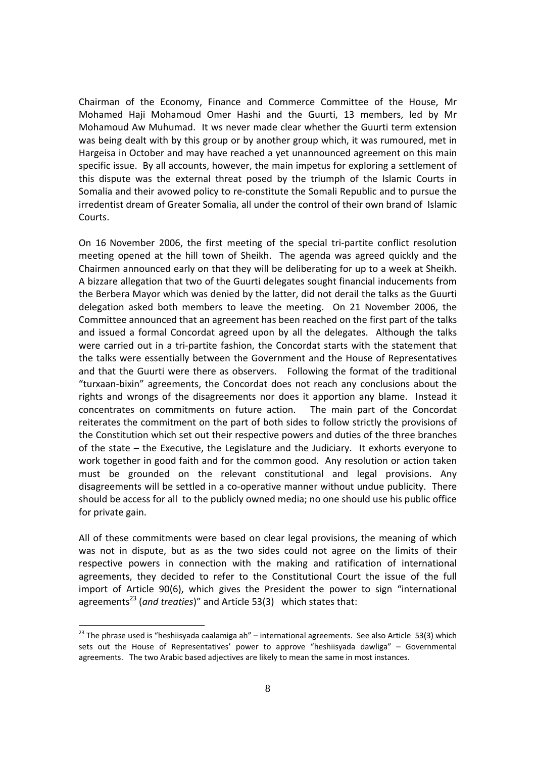Chairman of the Economy, Finance and Commerce Committee of the House, Mr Mohamed Haji Mohamoud Omer Hashi and the Guurti, 13 members, led by Mr Mohamoud Aw Muhumad. It ws never made clear whether the Guurti term extension was being dealt with by this group or by another group which, it was rumoured, met in Hargeisa in October and may have reached a yet unannounced agreement on this main specific issue. By all accounts, however, the main impetus for exploring a settlement of this dispute was the external threat posed by the triumph of the Islamic Courts in Somalia and their avowed policy to re-constitute the Somali Republic and to pursue the irredentist dream of Greater Somalia, all under the control of their own brand of Islamic Courts.

On 16 November 2006, the first meeting of the special tri-partite conflict resolution meeting opened at the hill town of Sheikh. The agenda was agreed quickly and the Chairmen announced early on that they will be deliberating for up to a week at Sheikh. A bizzare allegation that two of the Guurti delegates sought financial inducements from the Berbera Mayor which was denied by the latter, did not derail the talks as the Guurti delegation asked both members to leave the meeting. On 21 November 2006, the Committee announced that an agreement has been reached on the first part of the talks and issued a formal Concordat agreed upon by all the delegates. Although the talks were carried out in a tri-partite fashion, the Concordat starts with the statement that the talks were essentially between the Government and the House of Representatives and that the Guurti were there as observers. Following the format of the traditional "turxaan-bixin" agreements, the Concordat does not reach any conclusions about the rights and wrongs of the disagreements nor does it apportion any blame. Instead it concentrates on commitments on future action. The main part of the Concordat reiterates the commitment on the part of both sides to follow strictly the provisions of the Constitution which set out their respective powers and duties of the three branches of the state – the Executive, the Legislature and the Judiciary. It exhorts everyone to work together in good faith and for the common good. Any resolution or action taken must be grounded on the relevant constitutional and legal provisions. Any disagreements will be settled in a co-operative manner without undue publicity. There should be access for all to the publicly owned media; no one should use his public office for private gain.

All of these commitments were based on clear legal provisions, the meaning of which was not in dispute, but as as the two sides could not agree on the limits of their respective powers in connection with the making and ratification of international agreements, they decided to refer to the Constitutional Court the issue of the full import of Article 90(6), which gives the President the power to sign "international agreements[23] (*and treaties*)" and Article 53(3) which states that:

[23] The phrase used is "heshiisyada caalamiga ah" – international agreements. See also Article 53(3) which sets out the House of Representatives' power to approve "heshiisyada dawliga" – Governmental agreements. The two Arabic based adjectives are likely to mean the same in most instances.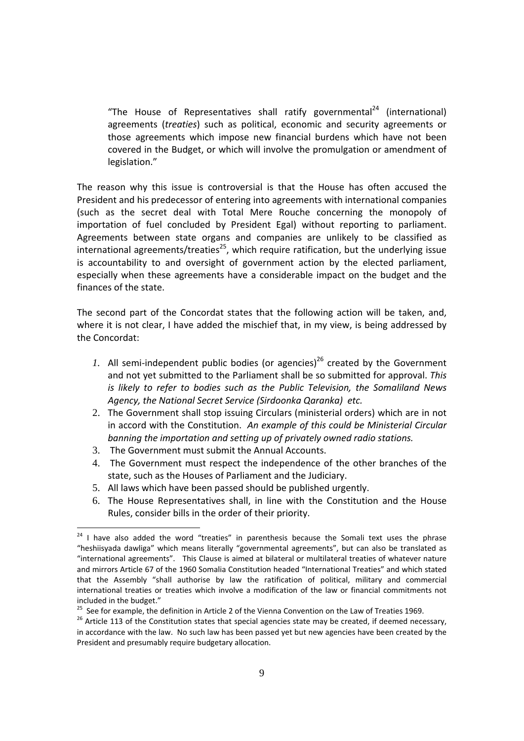> "The House of Representatives shall ratify governmental[24] (international) agreements (*treaties*) such as political, economic and security agreements or those agreements which impose new financial burdens which have not been covered in the Budget, or which will involve the promulgation or amendment of legislation."

The reason why this issue is controversial is that the House has often accused the President and his predecessor of entering into agreements with international companies (such as the secret deal with Total Mere Rouche concerning the monopoly of importation of fuel concluded by President Egal) without reporting to parliament. Agreements between state organs and companies are unlikely to be classified as international agreements/treaties[25], which require ratification, but the underlying issue is accountability to and oversight of government action by the elected parliament, especially when these agreements have a considerable impact on the budget and the finances of the state.

The second part of the Concordat states that the following action will be taken, and, where it is not clear, I have added the mischief that, in my view, is being addressed by the Concordat:

1. All semi-independent public bodies (or agencies)[26] created by the Government and not yet submitted to the Parliament shall be so submitted for approval. *This is likely to refer to bodies such as the Public Television, the Somaliland News Agency, the National Secret Service (Sirdoonka Qaranka) etc.*
2. The Government shall stop issuing Circulars (ministerial orders) which are in not in accord with the Constitution. *An example of this could be Ministerial Circular banning the importation and setting up of privately owned radio stations.*
3. The Government must submit the Annual Accounts.
4. The Government must respect the independence of the other branches of the state, such as the Houses of Parliament and the Judiciary.
5. All laws which have been passed should be published urgently.
6. The House Representatives shall, in line with the Constitution and the House Rules, consider bills in the order of their priority.

---

[24] I have also added the word "treaties" in parenthesis because the Somali text uses the phrase "heshiisyada dawliga" which means literally "governmental agreements", but can also be translated as "international agreements". This Clause is aimed at bilateral or multilateral treaties of whatever nature and mirrors Article 67 of the 1960 Somalia Constitution headed "International Treaties" and which stated that the Assembly "shall authorise by law the ratification of political, military and commercial international treaties or treaties which involve a modification of the law or financial commitments not included in the budget."

[25] See for example, the definition in Article 2 of the Vienna Convention on the Law of Treaties 1969.

[26] Article 113 of the Constitution states that special agencies state may be created, if deemed necessary, in accordance with the law. No such law has been passed yet but new agencies have been created by the President and presumably require budgetary allocation.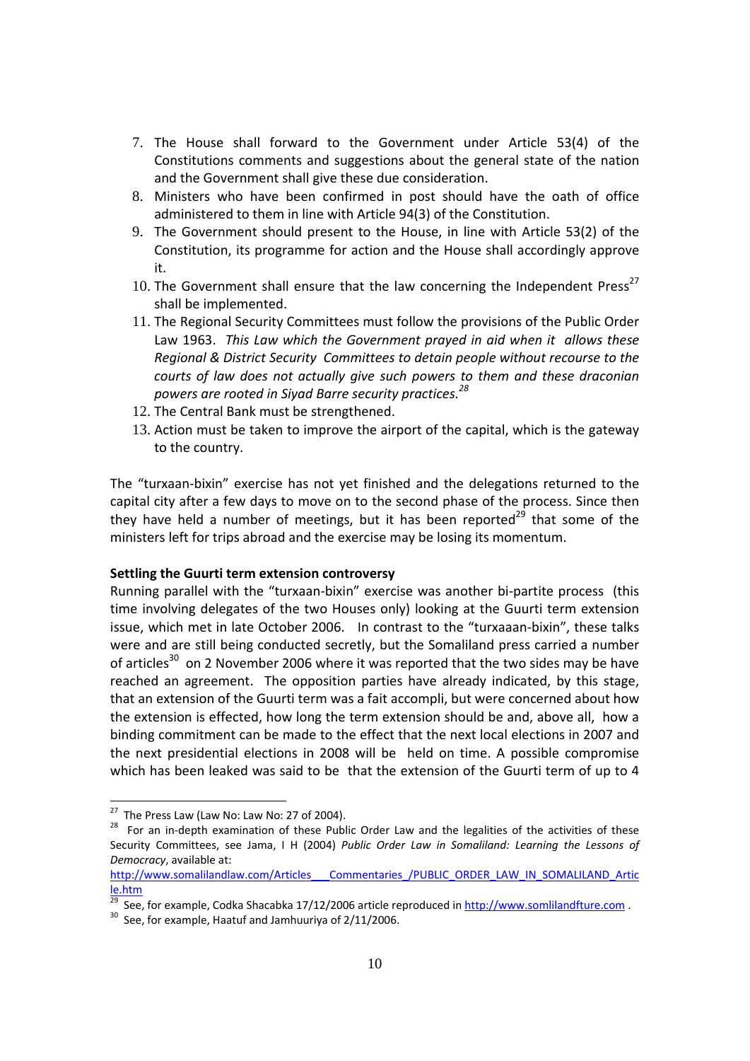7. The House shall forward to the Government under Article 53(4) of the Constitutions comments and suggestions about the general state of the nation and the Government shall give these due consideration.
8. Ministers who have been confirmed in post should have the oath of office administered to them in line with Article 94(3) of the Constitution.
9. The Government should present to the House, in line with Article 53(2) of the Constitution, its programme for action and the House shall accordingly approve it.
10. The Government shall ensure that the law concerning the Independent Press[27] shall be implemented.
11. The Regional Security Committees must follow the provisions of the Public Order Law 1963. *This Law which the Government prayed in aid when it allows these Regional & District Security Committees to detain people without recourse to the courts of law does not actually give such powers to them and these draconian powers are rooted in Siyad Barre security practices.[28]*
12. The Central Bank must be strengthened.
13. Action must be taken to improve the airport of the capital, which is the gateway to the country.

The "turxaan-bixin" exercise has not yet finished and the delegations returned to the capital city after a few days to move on to the second phase of the process. Since then they have held a number of meetings, but it has been reported[29] that some of the ministers left for trips abroad and the exercise may be losing its momentum.

**Settling the Guurti term extension controversy**

Running parallel with the "turxaan-bixin" exercise was another bi-partite process (this time involving delegates of the two Houses only) looking at the Guurti term extension issue, which met in late October 2006. In contrast to the "turxaaan-bixin", these talks were and are still being conducted secretly, but the Somaliland press carried a number of articles[30] on 2 November 2006 where it was reported that the two sides may be have reached an agreement. The opposition parties have already indicated, by this stage, that an extension of the Guurti term was a fait accompli, but were concerned about how the extension is effected, how long the term extension should be and, above all, how a binding commitment can be made to the effect that the next local elections in 2007 and the next presidential elections in 2008 will be held on time. A possible compromise which has been leaked was said to be that the extension of the Guurti term of up to 4

---

[27] The Press Law (Law No: Law No: 27 of 2004).

[28] For an in-depth examination of these Public Order Law and the legalities of the activities of these Security Committees, see Jama, I H (2004) *Public Order Law in Somaliland: Learning the Lessons of Democracy*, available at: http://www.somalilandlaw.com/Articles___Commentaries_/PUBLIC_ORDER_LAW_IN_SOMALILAND_Article.htm

[29] See, for example, Codka Shacabka 17/12/2006 article reproduced in http://www.somlilandfture.com .

[30] See, for example, Haatuf and Jamhuuriya of 2/11/2006.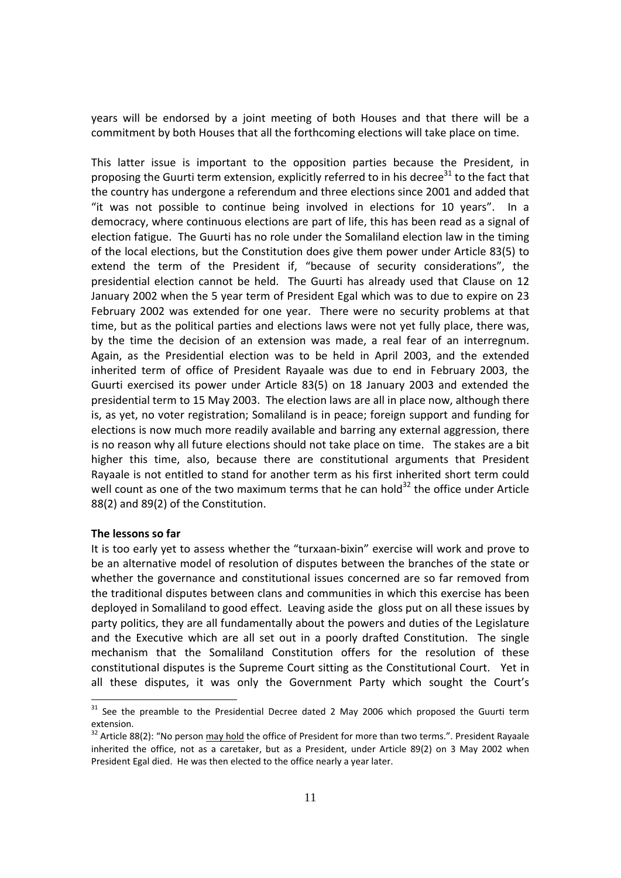years will be endorsed by a joint meeting of both Houses and that there will be a commitment by both Houses that all the forthcoming elections will take place on time.

This latter issue is important to the opposition parties because the President, in proposing the Guurti term extension, explicitly referred to in his decree[31] to the fact that the country has undergone a referendum and three elections since 2001 and added that "it was not possible to continue being involved in elections for 10 years". In a democracy, where continuous elections are part of life, this has been read as a signal of election fatigue. The Guurti has no role under the Somaliland election law in the timing of the local elections, but the Constitution does give them power under Article 83(5) to extend the term of the President if, "because of security considerations", the presidential election cannot be held. The Guurti has already used that Clause on 12 January 2002 when the 5 year term of President Egal which was to due to expire on 23 February 2002 was extended for one year. There were no security problems at that time, but as the political parties and elections laws were not yet fully place, there was, by the time the decision of an extension was made, a real fear of an interregnum. Again, as the Presidential election was to be held in April 2003, and the extended inherited term of office of President Rayaale was due to end in February 2003, the Guurti exercised its power under Article 83(5) on 18 January 2003 and extended the presidential term to 15 May 2003. The election laws are all in place now, although there is, as yet, no voter registration; Somaliland is in peace; foreign support and funding for elections is now much more readily available and barring any external aggression, there is no reason why all future elections should not take place on time. The stakes are a bit higher this time, also, because there are constitutional arguments that President Rayaale is not entitled to stand for another term as his first inherited short term could well count as one of the two maximum terms that he can hold[32] the office under Article 88(2) and 89(2) of the Constitution.

**The lessons so far**

It is too early yet to assess whether the "turxaan-bixin" exercise will work and prove to be an alternative model of resolution of disputes between the branches of the state or whether the governance and constitutional issues concerned are so far removed from the traditional disputes between clans and communities in which this exercise has been deployed in Somaliland to good effect. Leaving aside the gloss put on all these issues by party politics, they are all fundamentally about the powers and duties of the Legislature and the Executive which are all set out in a poorly drafted Constitution. The single mechanism that the Somaliland Constitution offers for the resolution of these constitutional disputes is the Supreme Court sitting as the Constitutional Court. Yet in all these disputes, it was only the Government Party which sought the Court's

---

[31] See the preamble to the Presidential Decree dated 2 May 2006 which proposed the Guurti term extension.

[32] Article 88(2): "No person <u>may hold</u> the office of President for more than two terms.". President Rayaale inherited the office, not as a caretaker, but as a President, under Article 89(2) on 3 May 2002 when President Egal died. He was then elected to the office nearly a year later.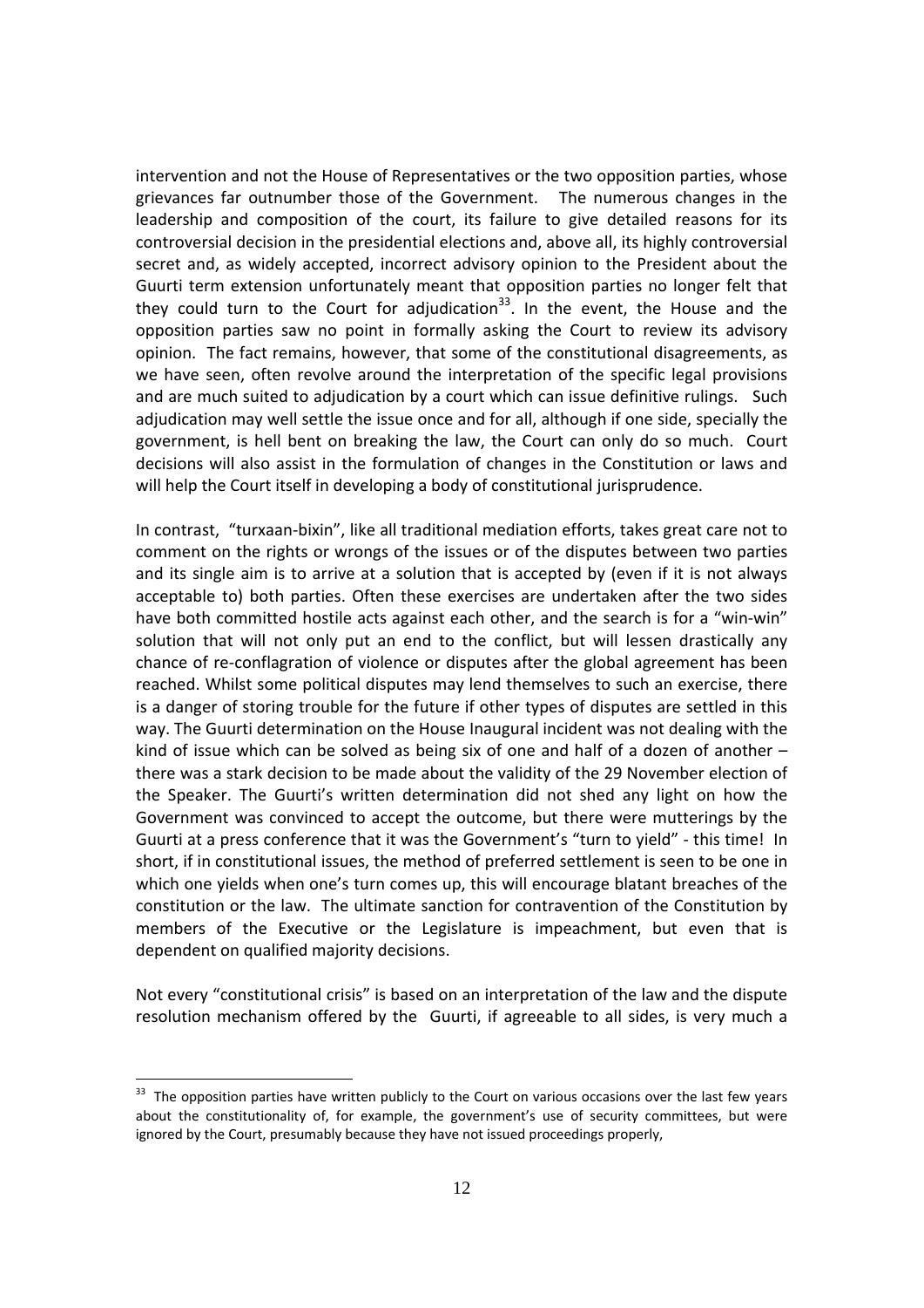intervention and not the House of Representatives or the two opposition parties, whose grievances far outnumber those of the Government. The numerous changes in the leadership and composition of the court, its failure to give detailed reasons for its controversial decision in the presidential elections and, above all, its highly controversial secret and, as widely accepted, incorrect advisory opinion to the President about the Guurti term extension unfortunately meant that opposition parties no longer felt that they could turn to the Court for adjudication[33]. In the event, the House and the opposition parties saw no point in formally asking the Court to review its advisory opinion. The fact remains, however, that some of the constitutional disagreements, as we have seen, often revolve around the interpretation of the specific legal provisions and are much suited to adjudication by a court which can issue definitive rulings. Such adjudication may well settle the issue once and for all, although if one side, specially the government, is hell bent on breaking the law, the Court can only do so much. Court decisions will also assist in the formulation of changes in the Constitution or laws and will help the Court itself in developing a body of constitutional jurisprudence.

In contrast, "turxaan-bixin", like all traditional mediation efforts, takes great care not to comment on the rights or wrongs of the issues or of the disputes between two parties and its single aim is to arrive at a solution that is accepted by (even if it is not always acceptable to) both parties. Often these exercises are undertaken after the two sides have both committed hostile acts against each other, and the search is for a "win-win" solution that will not only put an end to the conflict, but will lessen drastically any chance of re-conflagration of violence or disputes after the global agreement has been reached. Whilst some political disputes may lend themselves to such an exercise, there is a danger of storing trouble for the future if other types of disputes are settled in this way. The Guurti determination on the House Inaugural incident was not dealing with the kind of issue which can be solved as being six of one and half of a dozen of another – there was a stark decision to be made about the validity of the 29 November election of the Speaker. The Guurti's written determination did not shed any light on how the Government was convinced to accept the outcome, but there were mutterings by the Guurti at a press conference that it was the Government's "turn to yield" - this time! In short, if in constitutional issues, the method of preferred settlement is seen to be one in which one yields when one's turn comes up, this will encourage blatant breaches of the constitution or the law. The ultimate sanction for contravention of the Constitution by members of the Executive or the Legislature is impeachment, but even that is dependent on qualified majority decisions.

Not every "constitutional crisis" is based on an interpretation of the law and the dispute resolution mechanism offered by the Guurti, if agreeable to all sides, is very much a

---

[33] The opposition parties have written publicly to the Court on various occasions over the last few years about the constitutionality of, for example, the government's use of security committees, but were ignored by the Court, presumably because they have not issued proceedings properly,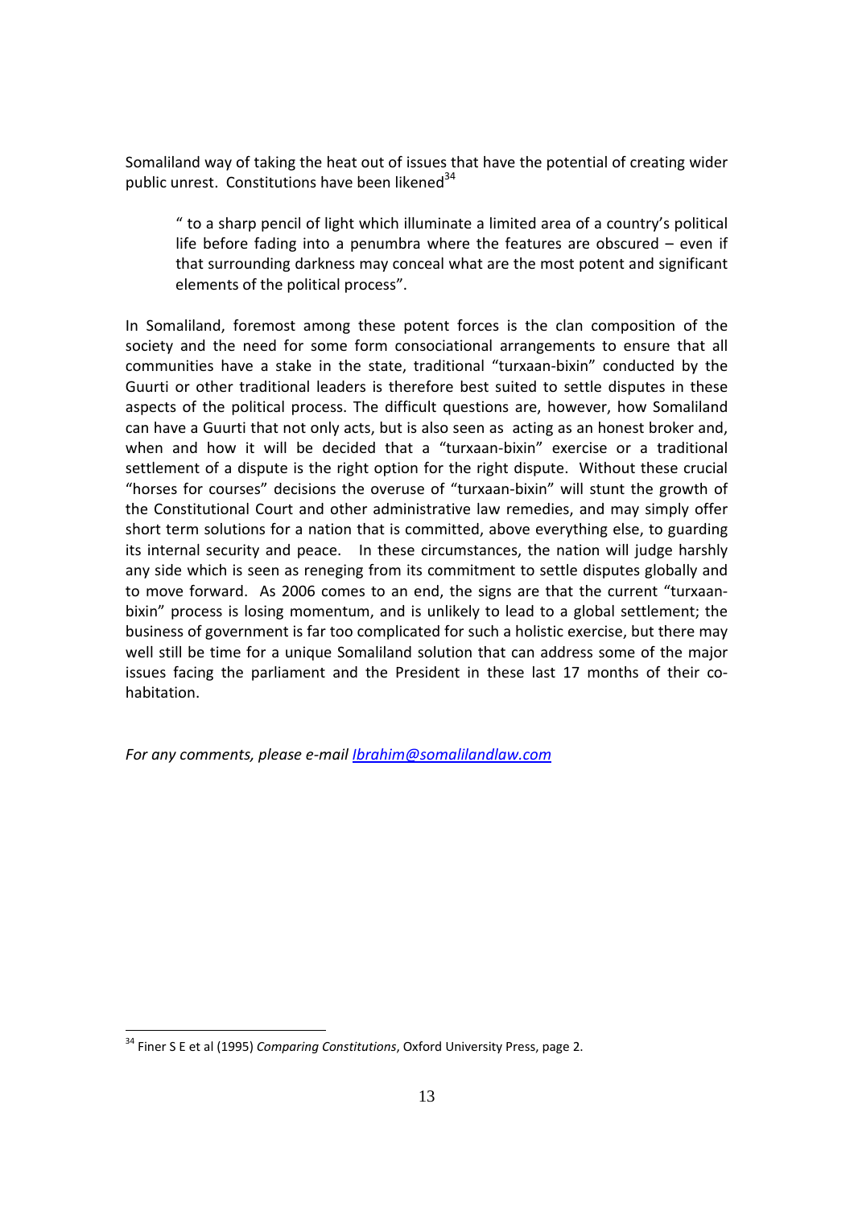Somaliland way of taking the heat out of issues that have the potential of creating wider public unrest. Constitutions have been likened[34]

> " to a sharp pencil of light which illuminate a limited area of a country's political life before fading into a penumbra where the features are obscured – even if that surrounding darkness may conceal what are the most potent and significant elements of the political process".

In Somaliland, foremost among these potent forces is the clan composition of the society and the need for some form consociational arrangements to ensure that all communities have a stake in the state, traditional "turxaan-bixin" conducted by the Guurti or other traditional leaders is therefore best suited to settle disputes in these aspects of the political process. The difficult questions are, however, how Somaliland can have a Guurti that not only acts, but is also seen as acting as an honest broker and, when and how it will be decided that a "turxaan-bixin" exercise or a traditional settlement of a dispute is the right option for the right dispute. Without these crucial "horses for courses" decisions the overuse of "turxaan-bixin" will stunt the growth of the Constitutional Court and other administrative law remedies, and may simply offer short term solutions for a nation that is committed, above everything else, to guarding its internal security and peace. In these circumstances, the nation will judge harshly any side which is seen as reneging from its commitment to settle disputes globally and to move forward. As 2006 comes to an end, the signs are that the current "turxaan-bixin" process is losing momentum, and is unlikely to lead to a global settlement; the business of government is far too complicated for such a holistic exercise, but there may well still be time for a unique Somaliland solution that can address some of the major issues facing the parliament and the President in these last 17 months of their co-habitation.

*For any comments, please e-mail [Ibrahim@somalilandlaw.com](mailto:Ibrahim@somalilandlaw.com)*

---

[34] Finer S E et al (1995) *Comparing Constitutions*, Oxford University Press, page 2.